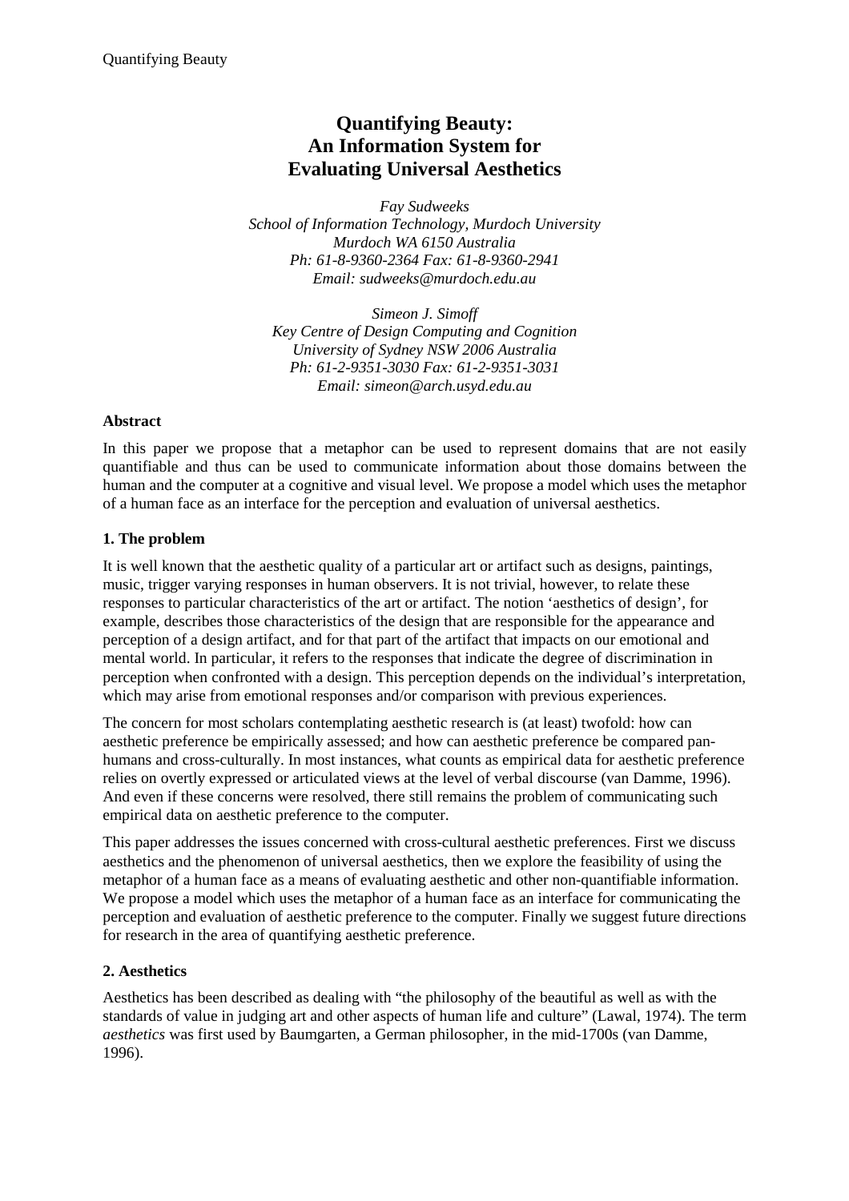# Quantifying Beauty: An Information System for Evaluating Universal Aesthetics

*Fay Sudweeks*
*School of Information Technology, Murdoch University*
*Murdoch WA 6150 Australia*
*Ph: 61-8-9360-2364 Fax: 61-8-9360-2941*
*Email: sudweeks@murdoch.edu.au*

*Simeon J. Simoff*
*Key Centre of Design Computing and Cognition*
*University of Sydney NSW 2006 Australia*
*Ph: 61-2-9351-3030 Fax: 61-2-9351-3031*
*Email: simeon@arch.usyd.edu.au*

**Abstract**

In this paper we propose that a metaphor can be used to represent domains that are not easily quantifiable and thus can be used to communicate information about those domains between the human and the computer at a cognitive and visual level. We propose a model which uses the metaphor of a human face as an interface for the perception and evaluation of universal aesthetics.

## 1. The problem

It is well known that the aesthetic quality of a particular art or artifact such as designs, paintings, music, trigger varying responses in human observers. It is not trivial, however, to relate these responses to particular characteristics of the art or artifact. The notion 'aesthetics of design', for example, describes those characteristics of the design that are responsible for the appearance and perception of a design artifact, and for that part of the artifact that impacts on our emotional and mental world. In particular, it refers to the responses that indicate the degree of discrimination in perception when confronted with a design. This perception depends on the individual's interpretation, which may arise from emotional responses and/or comparison with previous experiences.

The concern for most scholars contemplating aesthetic research is (at least) twofold: how can aesthetic preference be empirically assessed; and how can aesthetic preference be compared pan-humans and cross-culturally. In most instances, what counts as empirical data for aesthetic preference relies on overtly expressed or articulated views at the level of verbal discourse (van Damme, 1996). And even if these concerns were resolved, there still remains the problem of communicating such empirical data on aesthetic preference to the computer.

This paper addresses the issues concerned with cross-cultural aesthetic preferences. First we discuss aesthetics and the phenomenon of universal aesthetics, then we explore the feasibility of using the metaphor of a human face as a means of evaluating aesthetic and other non-quantifiable information. We propose a model which uses the metaphor of a human face as an interface for communicating the perception and evaluation of aesthetic preference to the computer. Finally we suggest future directions for research in the area of quantifying aesthetic preference.

## 2. Aesthetics

Aesthetics has been described as dealing with "the philosophy of the beautiful as well as with the standards of value in judging art and other aspects of human life and culture" (Lawal, 1974). The term *aesthetics* was first used by Baumgarten, a German philosopher, in the mid-1700s (van Damme, 1996).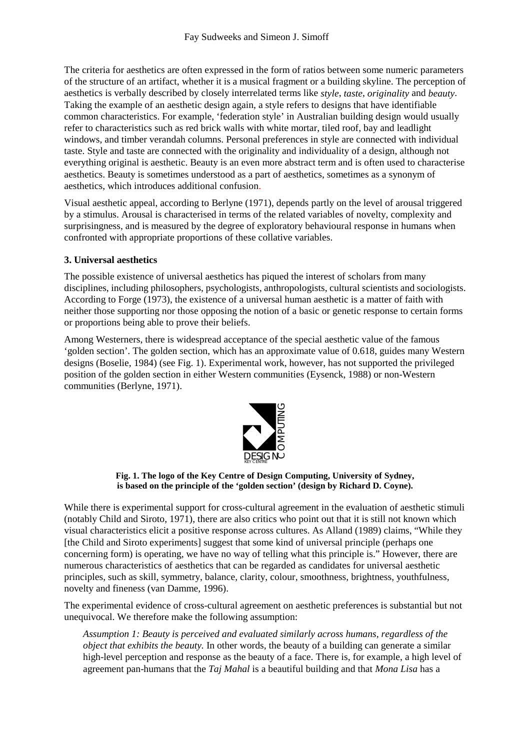The criteria for aesthetics are often expressed in the form of ratios between some numeric parameters of the structure of an artifact, whether it is a musical fragment or a building skyline. The perception of aesthetics is verbally described by closely interrelated terms like *style*, *taste*, *originality* and *beauty*. Taking the example of an aesthetic design again, a style refers to designs that have identifiable common characteristics. For example, 'federation style' in Australian building design would usually refer to characteristics such as red brick walls with white mortar, tiled roof, bay and leadlight windows, and timber verandah columns. Personal preferences in style are connected with individual taste. Style and taste are connected with the originality and individuality of a design, although not everything original is aesthetic. Beauty is an even more abstract term and is often used to characterise aesthetics. Beauty is sometimes understood as a part of aesthetics, sometimes as a synonym of aesthetics, which introduces additional confusion.

Visual aesthetic appeal, according to Berlyne (1971), depends partly on the level of arousal triggered by a stimulus. Arousal is characterised in terms of the related variables of novelty, complexity and surprisingness, and is measured by the degree of exploratory behavioural response in humans when confronted with appropriate proportions of these collative variables.

### 3. Universal aesthetics

The possible existence of universal aesthetics has piqued the interest of scholars from many disciplines, including philosophers, psychologists, anthropologists, cultural scientists and sociologists. According to Forge (1973), the existence of a universal human aesthetic is a matter of faith with neither those supporting nor those opposing the notion of a basic or genetic response to certain forms or proportions being able to prove their beliefs.

Among Westerners, there is widespread acceptance of the special aesthetic value of the famous 'golden section'. The golden section, which has an approximate value of 0.618, guides many Western designs (Boselie, 1984) (see Fig. 1). Experimental work, however, has not supported the privileged position of the golden section in either Western communities (Eysenck, 1988) or non-Western communities (Berlyne, 1971).

**Fig. 1. The logo of the Key Centre of Design Computing, University of Sydney, is based on the principle of the 'golden section' (design by Richard D. Coyne).**

While there is experimental support for cross-cultural agreement in the evaluation of aesthetic stimuli (notably Child and Siroto, 1971), there are also critics who point out that it is still not known which visual characteristics elicit a positive response across cultures. As Alland (1989) claims, "While they [the Child and Siroto experiments] suggest that some kind of universal principle (perhaps one concerning form) is operating, we have no way of telling what this principle is." However, there are numerous characteristics of aesthetics that can be regarded as candidates for universal aesthetic principles, such as skill, symmetry, balance, clarity, colour, smoothness, brightness, youthfulness, novelty and fineness (van Damme, 1996).

The experimental evidence of cross-cultural agreement on aesthetic preferences is substantial but not unequivocal. We therefore make the following assumption:

> *Assumption 1: Beauty is perceived and evaluated similarly across humans, regardless of the object that exhibits the beauty.* In other words, the beauty of a building can generate a similar high-level perception and response as the beauty of a face. There is, for example, a high level of agreement pan-humans that the *Taj Mahal* is a beautiful building and that *Mona Lisa* has a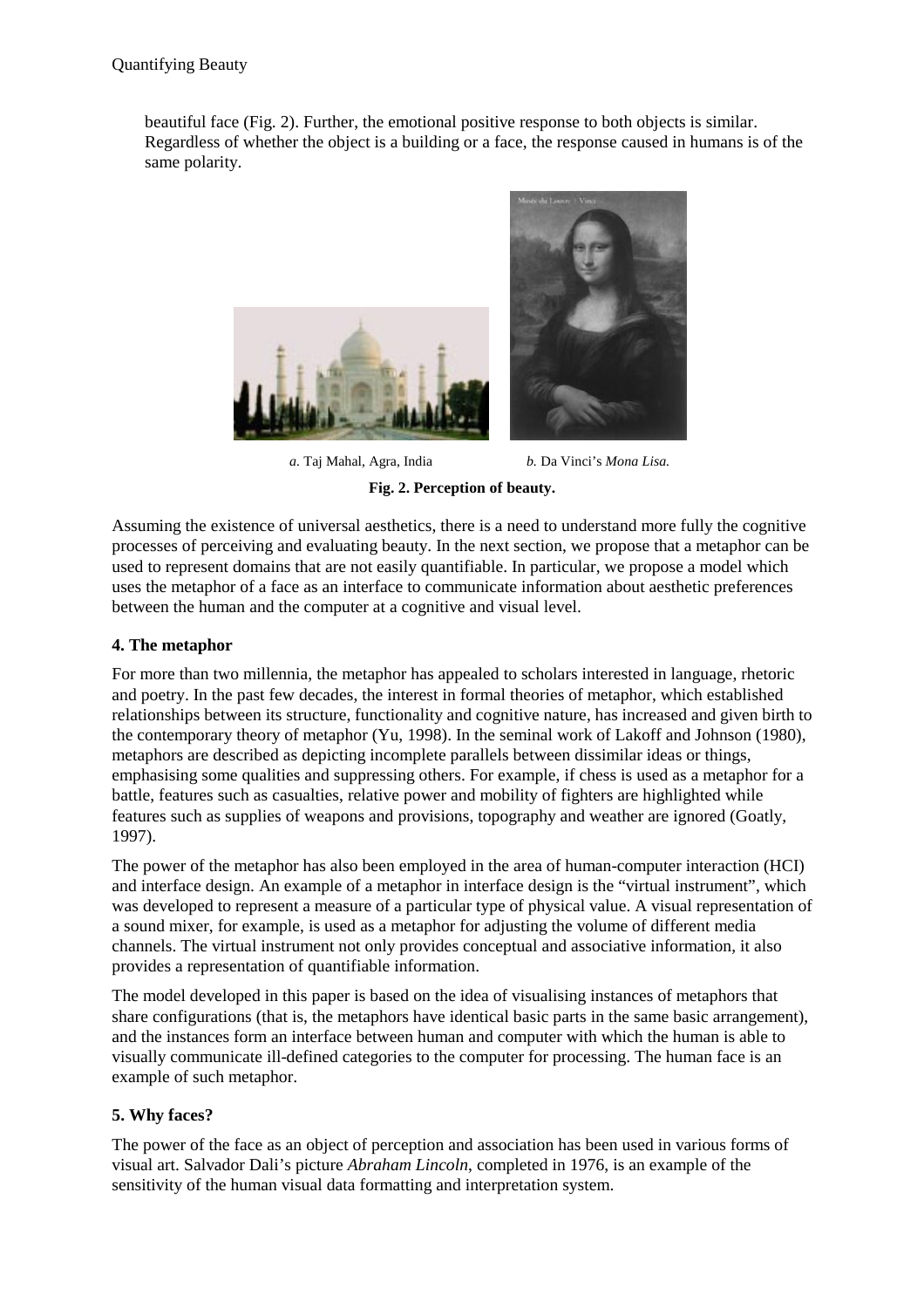beautiful face (Fig. 2). Further, the emotional positive response to both objects is similar. Regardless of whether the object is a building or a face, the response caused in humans is of the same polarity.

*a*. Taj Mahal, Agra, India   *b.* Da Vinci's *Mona Lisa.*

**Fig. 2. Perception of beauty.**

Assuming the existence of universal aesthetics, there is a need to understand more fully the cognitive processes of perceiving and evaluating beauty. In the next section, we propose that a metaphor can be used to represent domains that are not easily quantifiable. In particular, we propose a model which uses the metaphor of a face as an interface to communicate information about aesthetic preferences between the human and the computer at a cognitive and visual level.

## 4. The metaphor

For more than two millennia, the metaphor has appealed to scholars interested in language, rhetoric and poetry. In the past few decades, the interest in formal theories of metaphor, which established relationships between its structure, functionality and cognitive nature, has increased and given birth to the contemporary theory of metaphor (Yu, 1998). In the seminal work of Lakoff and Johnson (1980), metaphors are described as depicting incomplete parallels between dissimilar ideas or things, emphasising some qualities and suppressing others. For example, if chess is used as a metaphor for a battle, features such as casualties, relative power and mobility of fighters are highlighted while features such as supplies of weapons and provisions, topography and weather are ignored (Goatly, 1997).

The power of the metaphor has also been employed in the area of human-computer interaction (HCI) and interface design. An example of a metaphor in interface design is the "virtual instrument", which was developed to represent a measure of a particular type of physical value. A visual representation of a sound mixer, for example, is used as a metaphor for adjusting the volume of different media channels. The virtual instrument not only provides conceptual and associative information, it also provides a representation of quantifiable information.

The model developed in this paper is based on the idea of visualising instances of metaphors that share configurations (that is, the metaphors have identical basic parts in the same basic arrangement), and the instances form an interface between human and computer with which the human is able to visually communicate ill-defined categories to the computer for processing. The human face is an example of such metaphor.

## 5. Why faces?

The power of the face as an object of perception and association has been used in various forms of visual art. Salvador Dali's picture *Abraham Lincoln*, completed in 1976, is an example of the sensitivity of the human visual data formatting and interpretation system.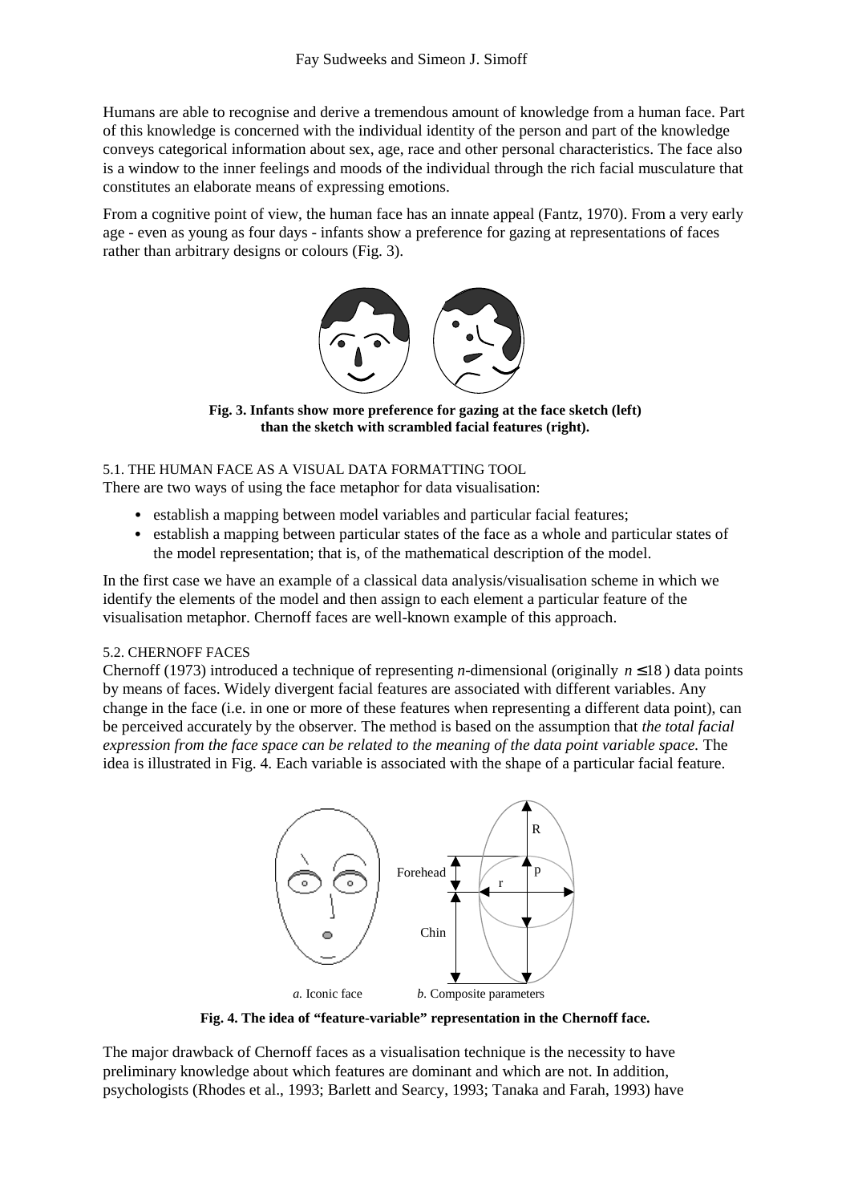Humans are able to recognise and derive a tremendous amount of knowledge from a human face. Part of this knowledge is concerned with the individual identity of the person and part of the knowledge conveys categorical information about sex, age, race and other personal characteristics. The face also is a window to the inner feelings and moods of the individual through the rich facial musculature that constitutes an elaborate means of expressing emotions.

From a cognitive point of view, the human face has an innate appeal (Fantz, 1970). From a very early age - even as young as four days - infants show a preference for gazing at representations of faces rather than arbitrary designs or colours (Fig. 3).

**Fig. 3. Infants show more preference for gazing at the face sketch (left) than the sketch with scrambled facial features (right).**

### 5.1. THE HUMAN FACE AS A VISUAL DATA FORMATTING TOOL

There are two ways of using the face metaphor for data visualisation:

- establish a mapping between model variables and particular facial features;
- establish a mapping between particular states of the face as a whole and particular states of the model representation; that is, of the mathematical description of the model.

In the first case we have an example of a classical data analysis/visualisation scheme in which we identify the elements of the model and then assign to each element a particular feature of the visualisation metaphor. Chernoff faces are well-known example of this approach.

### 5.2. CHERNOFF FACES

Chernoff (1973) introduced a technique of representing *n*-dimensional (originally $n \leq 18$ ) data points by means of faces. Widely divergent facial features are associated with different variables. Any change in the face (i.e. in one or more of these features when representing a different data point), can be perceived accurately by the observer. The method is based on the assumption that *the total facial expression from the face space can be related to the meaning of the data point variable space.* The idea is illustrated in Fig. 4. Each variable is associated with the shape of a particular facial feature.

*a.* Iconic face *b.* Composite parameters

**Fig. 4. The idea of "feature-variable" representation in the Chernoff face.**

The major drawback of Chernoff faces as a visualisation technique is the necessity to have preliminary knowledge about which features are dominant and which are not. In addition, psychologists (Rhodes et al., 1993; Barlett and Searcy, 1993; Tanaka and Farah, 1993) have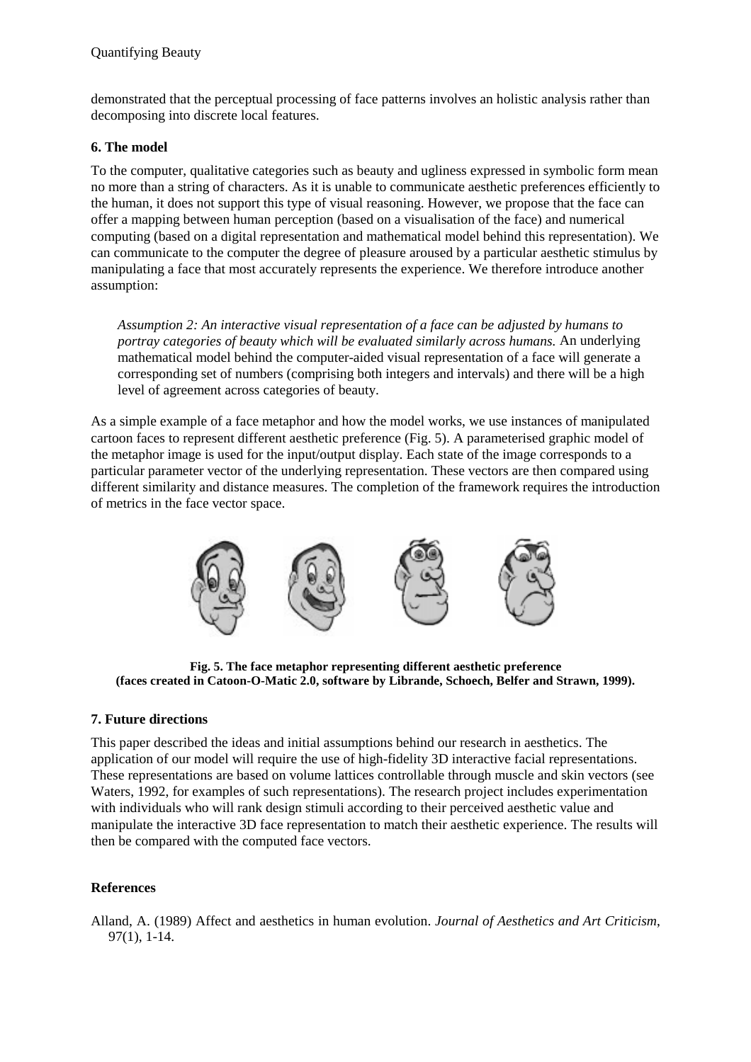demonstrated that the perceptual processing of face patterns involves an holistic analysis rather than decomposing into discrete local features.

## 6. The model

To the computer, qualitative categories such as beauty and ugliness expressed in symbolic form mean no more than a string of characters. As it is unable to communicate aesthetic preferences efficiently to the human, it does not support this type of visual reasoning. However, we propose that the face can offer a mapping between human perception (based on a visualisation of the face) and numerical computing (based on a digital representation and mathematical model behind this representation). We can communicate to the computer the degree of pleasure aroused by a particular aesthetic stimulus by manipulating a face that most accurately represents the experience. We therefore introduce another assumption:

> *Assumption 2: An interactive visual representation of a face can be adjusted by humans to portray categories of beauty which will be evaluated similarly across humans.* An underlying mathematical model behind the computer-aided visual representation of a face will generate a corresponding set of numbers (comprising both integers and intervals) and there will be a high level of agreement across categories of beauty.

As a simple example of a face metaphor and how the model works, we use instances of manipulated cartoon faces to represent different aesthetic preference (Fig. 5). A parameterised graphic model of the metaphor image is used for the input/output display. Each state of the image corresponds to a particular parameter vector of the underlying representation. These vectors are then compared using different similarity and distance measures. The completion of the framework requires the introduction of metrics in the face vector space.

**Fig. 5. The face metaphor representing different aesthetic preference (faces created in Catoon-O-Matic 2.0, software by Librande, Schoech, Belfer and Strawn, 1999).**

## 7. Future directions

This paper described the ideas and initial assumptions behind our research in aesthetics. The application of our model will require the use of high-fidelity 3D interactive facial representations. These representations are based on volume lattices controllable through muscle and skin vectors (see Waters, 1992, for examples of such representations). The research project includes experimentation with individuals who will rank design stimuli according to their perceived aesthetic value and manipulate the interactive 3D face representation to match their aesthetic experience. The results will then be compared with the computed face vectors.

## References

Alland, A. (1989) Affect and aesthetics in human evolution. *Journal of Aesthetics and Art Criticism*, 97(1), 1-14.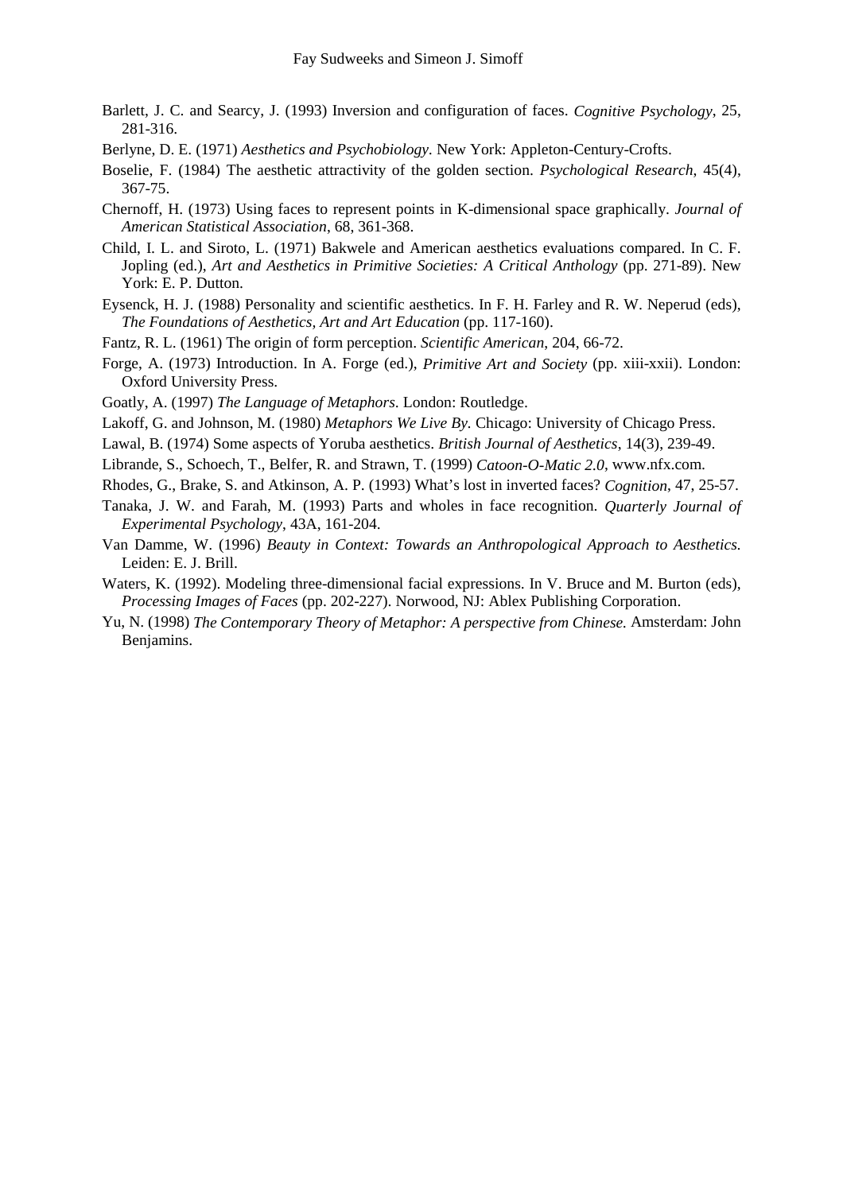Barlett, J. C. and Searcy, J. (1993) Inversion and configuration of faces. *Cognitive Psychology*, 25, 281-316.

Berlyne, D. E. (1971) *Aesthetics and Psychobiology*. New York: Appleton-Century-Crofts.

Boselie, F. (1984) The aesthetic attractivity of the golden section. *Psychological Research*, 45(4), 367-75.

Chernoff, H. (1973) Using faces to represent points in K-dimensional space graphically. *Journal of American Statistical Association*, 68, 361-368.

Child, I. L. and Siroto, L. (1971) Bakwele and American aesthetics evaluations compared. In C. F. Jopling (ed.), *Art and Aesthetics in Primitive Societies: A Critical Anthology* (pp. 271-89). New York: E. P. Dutton.

Eysenck, H. J. (1988) Personality and scientific aesthetics. In F. H. Farley and R. W. Neperud (eds), *The Foundations of Aesthetics, Art and Art Education* (pp. 117-160).

Fantz, R. L. (1961) The origin of form perception. *Scientific American*, 204, 66-72.

Forge, A. (1973) Introduction. In A. Forge (ed.), *Primitive Art and Society* (pp. xiii-xxii). London: Oxford University Press.

Goatly, A. (1997) *The Language of Metaphors*. London: Routledge.

Lakoff, G. and Johnson, M. (1980) *Metaphors We Live By*. Chicago: University of Chicago Press.

Lawal, B. (1974) Some aspects of Yoruba aesthetics. *British Journal of Aesthetics*, 14(3), 239-49.

Librande, S., Schoech, T., Belfer, R. and Strawn, T. (1999) *Catoon-O-Matic 2.0*, www.nfx.com.

Rhodes, G., Brake, S. and Atkinson, A. P. (1993) What's lost in inverted faces? *Cognition*, 47, 25-57.

Tanaka, J. W. and Farah, M. (1993) Parts and wholes in face recognition. *Quarterly Journal of Experimental Psychology*, 43A, 161-204.

Van Damme, W. (1996) *Beauty in Context: Towards an Anthropological Approach to Aesthetics*. Leiden: E. J. Brill.

Waters, K. (1992). Modeling three-dimensional facial expressions. In V. Bruce and M. Burton (eds), *Processing Images of Faces* (pp. 202-227). Norwood, NJ: Ablex Publishing Corporation.

Yu, N. (1998) *The Contemporary Theory of Metaphor: A perspective from Chinese*. Amsterdam: John Benjamins.